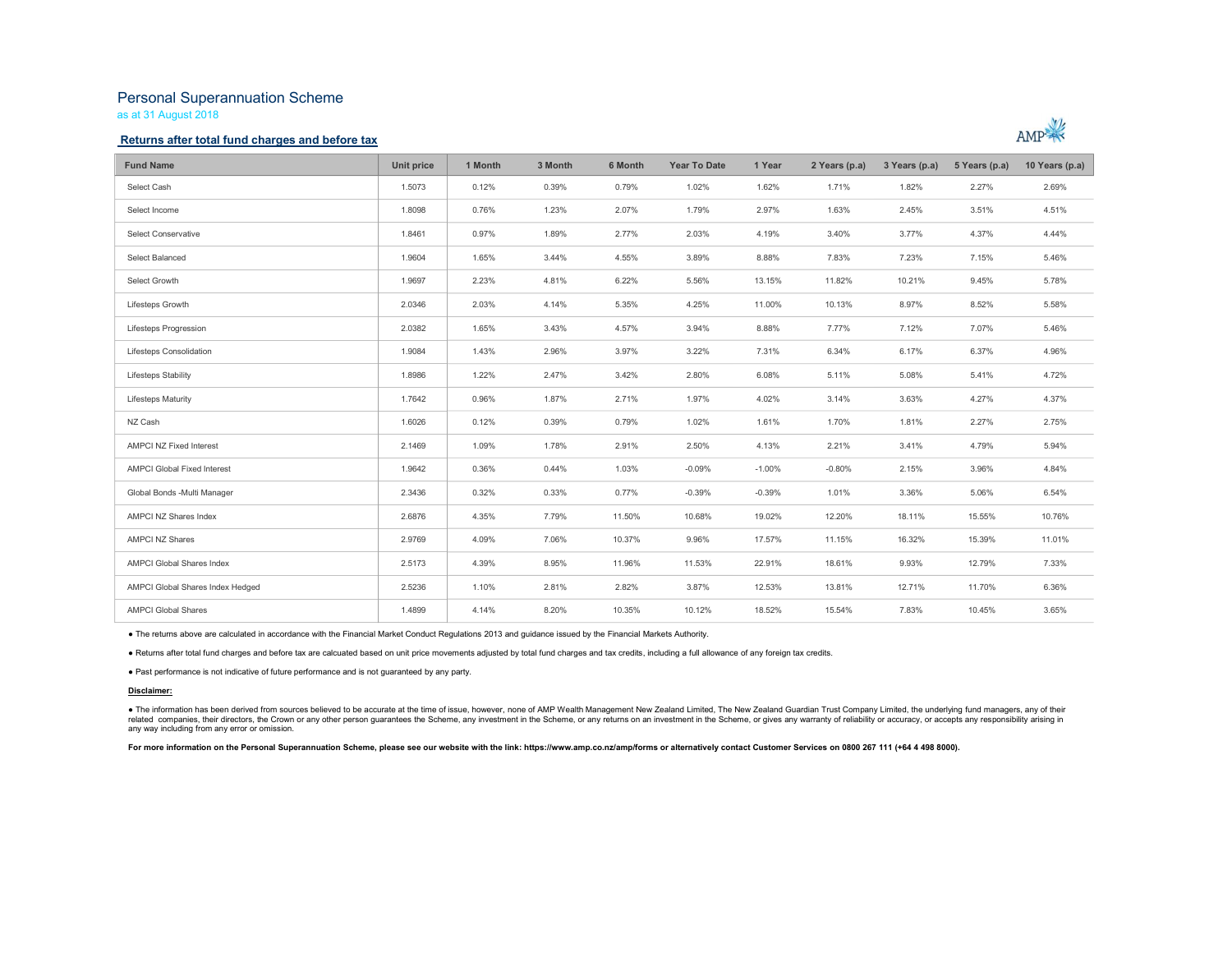# Personal Superannuation Scheme

as at 31 August 2018

## Returns after total fund charges and before tax

| Fund Name | Unit price | 1 Month | 3 Month | 6 Month | Year To Date | 1 Year | 2 Years (p.a) | 3 Years (p.a) | 5 Years (p.a) | 10 Years (p.a) |
|---|---|---|---|---|---|---|---|---|---|---|
| Select Cash | 1.5073 | 0.12% | 0.39% | 0.79% | 1.02% | 1.62% | 1.71% | 1.82% | 2.27% | 2.69% |
| Select Income | 1.8098 | 0.76% | 1.23% | 2.07% | 1.79% | 2.97% | 1.63% | 2.45% | 3.51% | 4.51% |
| Select Conservative | 1.8461 | 0.97% | 1.89% | 2.77% | 2.03% | 4.19% | 3.40% | 3.77% | 4.37% | 4.44% |
| Select Balanced | 1.9604 | 1.65% | 3.44% | 4.55% | 3.89% | 8.88% | 7.83% | 7.23% | 7.15% | 5.46% |
| Select Growth | 1.9697 | 2.23% | 4.81% | 6.22% | 5.56% | 13.15% | 11.82% | 10.21% | 9.45% | 5.78% |
| Lifesteps Growth | 2.0346 | 2.03% | 4.14% | 5.35% | 4.25% | 11.00% | 10.13% | 8.97% | 8.52% | 5.58% |
| Lifesteps Progression | 2.0382 | 1.65% | 3.43% | 4.57% | 3.94% | 8.88% | 7.77% | 7.12% | 7.07% | 5.46% |
| Lifesteps Consolidation | 1.9084 | 1.43% | 2.96% | 3.97% | 3.22% | 7.31% | 6.34% | 6.17% | 6.37% | 4.96% |
| Lifesteps Stability | 1.8986 | 1.22% | 2.47% | 3.42% | 2.80% | 6.08% | 5.11% | 5.08% | 5.41% | 4.72% |
| Lifesteps Maturity | 1.7642 | 0.96% | 1.87% | 2.71% | 1.97% | 4.02% | 3.14% | 3.63% | 4.27% | 4.37% |
| NZ Cash | 1.6026 | 0.12% | 0.39% | 0.79% | 1.02% | 1.61% | 1.70% | 1.81% | 2.27% | 2.75% |
| AMPCI NZ Fixed Interest | 2.1469 | 1.09% | 1.78% | 2.91% | 2.50% | 4.13% | 2.21% | 3.41% | 4.79% | 5.94% |
| AMPCI Global Fixed Interest | 1.9642 | 0.36% | 0.44% | 1.03% | -0.09% | -1.00% | -0.80% | 2.15% | 3.96% | 4.84% |
| Global Bonds -Multi Manager | 2.3436 | 0.32% | 0.33% | 0.77% | -0.39% | -0.39% | 1.01% | 3.36% | 5.06% | 6.54% |
| AMPCI NZ Shares Index | 2.6876 | 4.35% | 7.79% | 11.50% | 10.68% | 19.02% | 12.20% | 18.11% | 15.55% | 10.76% |
| AMPCI NZ Shares | 2.9769 | 4.09% | 7.06% | 10.37% | 9.96% | 17.57% | 11.15% | 16.32% | 15.39% | 11.01% |
| AMPCI Global Shares Index | 2.5173 | 4.39% | 8.95% | 11.96% | 11.53% | 22.91% | 18.61% | 9.93% | 12.79% | 7.33% |
| AMPCI Global Shares Index Hedged | 2.5236 | 1.10% | 2.81% | 2.82% | 3.87% | 12.53% | 13.81% | 12.71% | 11.70% | 6.36% |
| AMPCI Global Shares | 1.4899 | 4.14% | 8.20% | 10.35% | 10.12% | 18.52% | 15.54% | 7.83% | 10.45% | 3.65% |

- The returns above are calculated in accordance with the Financial Market Conduct Regulations 2013 and guidance issued by the Financial Markets Authority.
- Returns after total fund charges and before tax are calcuated based on unit price movements adjusted by total fund charges and tax credits, including a full allowance of any foreign tax credits.
- Past performance is not indicative of future performance and is not guaranteed by any party.

**Disclaimer:**

- The information has been derived from sources believed to be accurate at the time of issue, however, none of AMP Wealth Management New Zealand Limited, The New Zealand Guardian Trust Company Limited, the underlying fund managers, any of their related companies, their directors, the Crown or any other person guarantees the Scheme, any investment in the Scheme, or any returns on an investment in the Scheme, or gives any warranty of reliability or accuracy, or accepts any responsibility arising in any way including from any error or omission.

**For more information on the Personal Superannuation Scheme, please see our website with the link: https://www.amp.co.nz/amp/forms or alternatively contact Customer Services on 0800 267 111 (+64 4 498 8000).**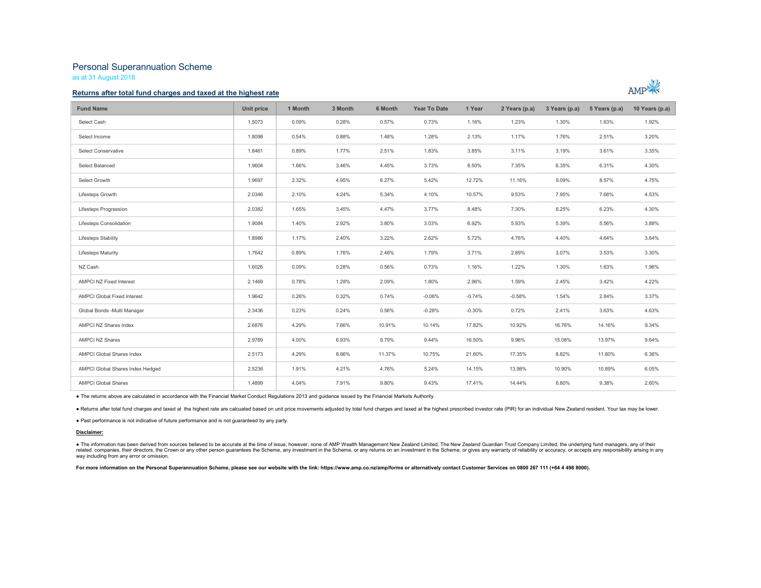# Personal Superannuation Scheme

as at 31 August 2018

AMP

## Returns after total fund charges and taxed at the highest rate

| Fund Name | Unit price | 1 Month | 3 Month | 6 Month | Year To Date | 1 Year | 2 Years (p.a) | 3 Years (p.a) | 5 Years (p.a) | 10 Years (p.a) |
|---|---|---|---|---|---|---|---|---|---|---|
| Select Cash | 1.5073 | 0.09% | 0.28% | 0.57% | 0.73% | 1.16% | 1.23% | 1.30% | 1.63% | 1.92% |
| Select Income | 1.8098 | 0.54% | 0.88% | 1.48% | 1.28% | 2.13% | 1.17% | 1.76% | 2.51% | 3.20% |
| Select Conservative | 1.8461 | 0.89% | 1.77% | 2.51% | 1.83% | 3.85% | 3.11% | 3.19% | 3.61% | 3.35% |
| Select Balanced | 1.9604 | 1.66% | 3.46% | 4.45% | 3.73% | 8.50% | 7.35% | 6.35% | 6.31% | 4.30% |
| Select Growth | 1.9697 | 2.32% | 4.95% | 6.27% | 5.42% | 12.72% | 11.16% | 9.09% | 8.57% | 4.75% |
| Lifesteps Growth | 2.0346 | 2.10% | 4.24% | 5.34% | 4.10% | 10.57% | 9.53% | 7.95% | 7.68% | 4.53% |
| Lifesteps Progression | 2.0382 | 1.65% | 3.45% | 4.47% | 3.77% | 8.48% | 7.30% | 6.25% | 6.23% | 4.30% |
| Lifesteps Consolidation | 1.9084 | 1.40% | 2.92% | 3.80% | 3.03% | 6.92% | 5.93% | 5.39% | 5.56% | 3.88% |
| Lifesteps Stability | 1.8986 | 1.17% | 2.40% | 3.22% | 2.62% | 5.72% | 4.76% | 4.40% | 4.64% | 3.64% |
| Lifesteps Maturity | 1.7642 | 0.89% | 1.76% | 2.46% | 1.79% | 3.71% | 2.89% | 3.07% | 3.53% | 3.30% |
| NZ Cash | 1.6026 | 0.09% | 0.28% | 0.56% | 0.73% | 1.16% | 1.22% | 1.30% | 1.63% | 1.96% |
| AMPCI NZ Fixed Interest | 2.1469 | 0.78% | 1.28% | 2.09% | 1.80% | 2.96% | 1.59% | 2.45% | 3.42% | 4.22% |
| AMPCI Global Fixed Interest | 1.9642 | 0.26% | 0.32% | 0.74% | -0.06% | -0.74% | -0.58% | 1.54% | 2.84% | 3.37% |
| Global Bonds -Multi Manager | 2.3436 | 0.23% | 0.24% | 0.56% | -0.28% | -0.30% | 0.72% | 2.41% | 3.63% | 4.63% |
| AMPCI NZ Shares Index | 2.6876 | 4.29% | 7.66% | 10.91% | 10.14% | 17.82% | 10.92% | 16.76% | 14.16% | 9.34% |
| AMPCI NZ Shares | 2.9769 | 4.00% | 6.93% | 9.79% | 9.44% | 16.50% | 9.96% | 15.08% | 13.97% | 9.64% |
| AMPCI Global Shares Index | 2.5173 | 4.29% | 8.66% | 11.37% | 10.75% | 21.60% | 17.35% | 8.82% | 11.60% | 6.36% |
| AMPCI Global Shares Index Hedged | 2.5236 | 1.91% | 4.21% | 4.76% | 5.24% | 14.15% | 13.98% | 10.90% | 10.89% | 6.05% |
| AMPCI Global Shares | 1.4899 | 4.04% | 7.91% | 9.80% | 9.43% | 17.41% | 14.44% | 6.80% | 9.38% | 2.60% |

- The returns above are calculated in accordance with the Financial Market Conduct Regulations 2013 and guidance issued by the Financial Markets Authority.

- Returns after total fund charges and taxed at the highest rate are calcuated based on unit price movements adjusted by total fund charges and taxed at the highest prescribed investor rate (PIR) for an individual New Zealand resident. Your tax may be lower.

- Past performance is not indicative of future performance and is not guaranteed by any party.

**Disclaimer:**

- The information has been derived from sources believed to be accurate at the time of issue, however, none of AMP Wealth Management New Zealand Limited, The New Zealand Guardian Trust Company Limited, the underlying fund managers, any of their related companies, their directors, the Crown or any other person guarantees the Scheme, any investment in the Scheme, or any returns on an investment in the Scheme, or gives any warranty of reliability or accuracy, or accepts any responsibility arising in any way including from any error or omission.

**For more information on the Personal Superannuation Scheme, please see our website with the link: https://www.amp.co.nz/amp/forms or alternatively contact Customer Services on 0800 267 111 (+64 4 498 8000).**